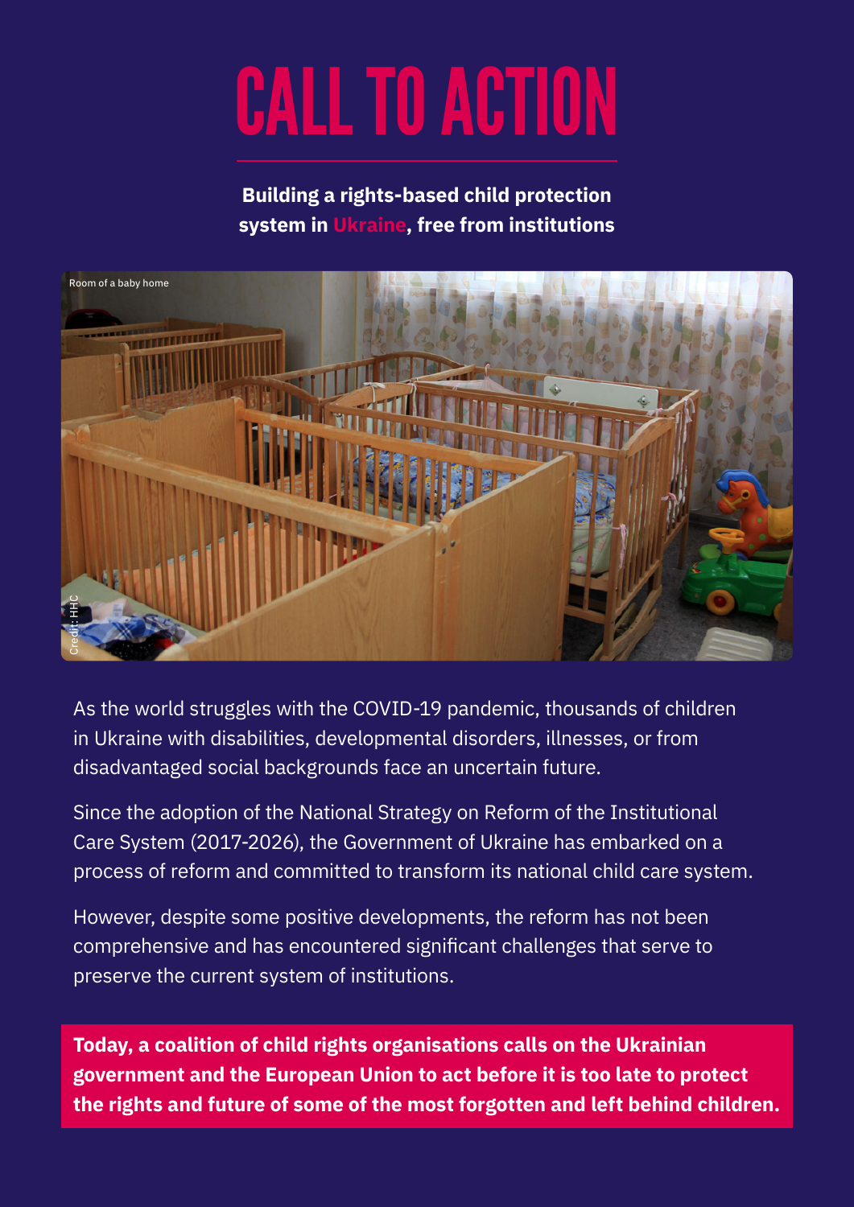# CALL TO ACTION

**Building a rights-based child protection system in Ukraine, free from institutions**

Room of a baby home

Credit: HHC

As the world struggles with the COVID-19 pandemic, thousands of children in Ukraine with disabilities, developmental disorders, illnesses, or from disadvantaged social backgrounds face an uncertain future.

Since the adoption of the National Strategy on Reform of the Institutional Care System (2017-2026), the Government of Ukraine has embarked on a process of reform and committed to transform its national child care system.

However, despite some positive developments, the reform has not been comprehensive and has encountered significant challenges that serve to preserve the current system of institutions.

**Today, a coalition of child rights organisations calls on the Ukrainian government and the European Union to act before it is too late to protect the rights and future of some of the most forgotten and left behind children.**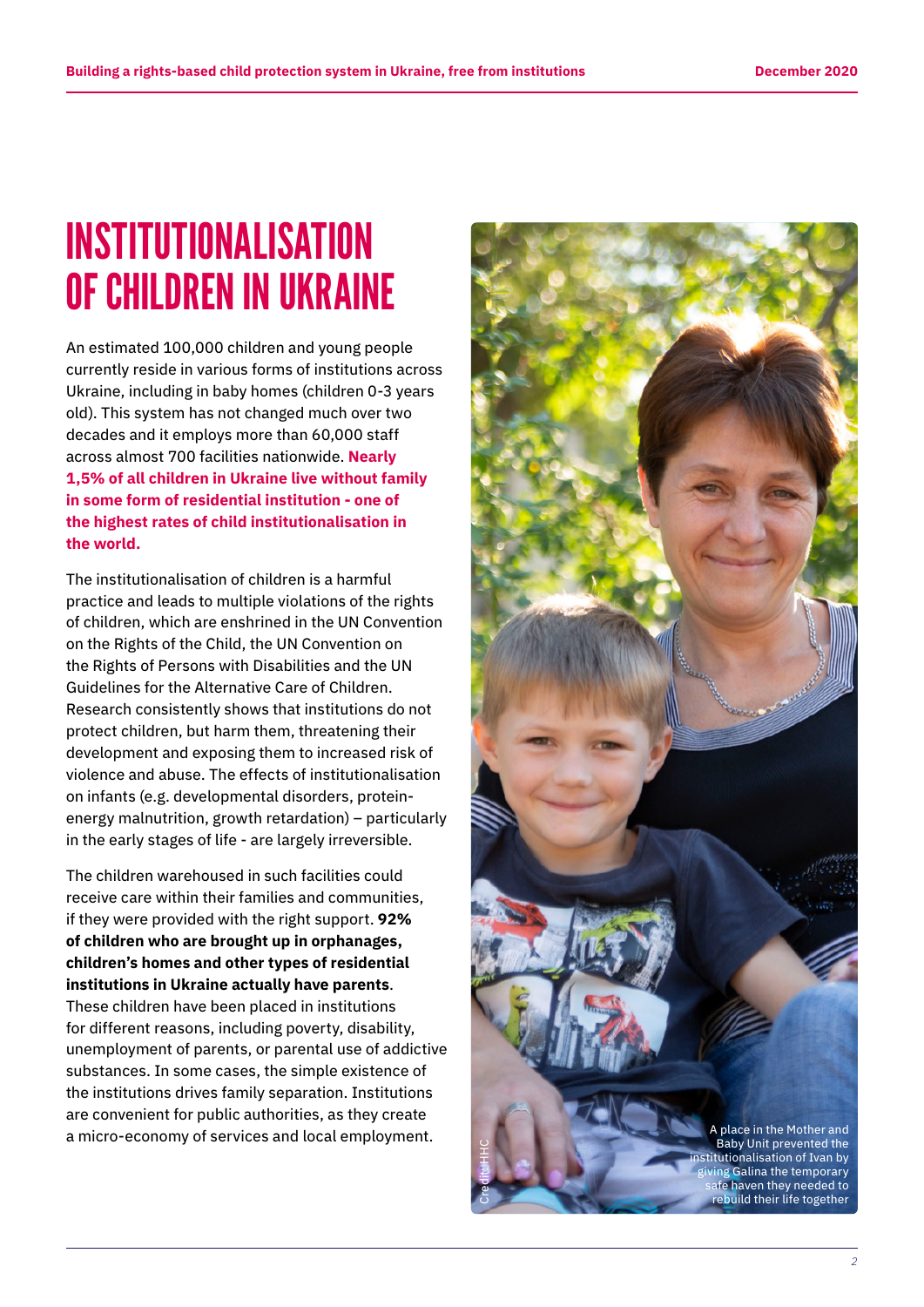# INSTITUTIONALISATION OF CHILDREN IN UKRAINE

An estimated 100,000 children and young people currently reside in various forms of institutions across Ukraine, including in baby homes (children 0-3 years old). This system has not changed much over two decades and it employs more than 60,000 staff across almost 700 facilities nationwide. **Nearly 1,5% of all children in Ukraine live without family in some form of residential institution - one of the highest rates of child institutionalisation in the world.**

The institutionalisation of children is a harmful practice and leads to multiple violations of the rights of children, which are enshrined in the UN Convention on the Rights of the Child, the UN Convention on the Rights of Persons with Disabilities and the UN Guidelines for the Alternative Care of Children. Research consistently shows that institutions do not protect children, but harm them, threatening their development and exposing them to increased risk of violence and abuse. The effects of institutionalisation on infants (e.g. developmental disorders, protein-energy malnutrition, growth retardation) – particularly in the early stages of life - are largely irreversible.

The children warehoused in such facilities could receive care within their families and communities, if they were provided with the right support. **92% of children who are brought up in orphanages, children's homes and other types of residential institutions in Ukraine actually have parents**. These children have been placed in institutions for different reasons, including poverty, disability, unemployment of parents, or parental use of addictive substances. In some cases, the simple existence of the institutions drives family separation. Institutions are convenient for public authorities, as they create a micro-economy of services and local employment.

A place in the Mother and Baby Unit prevented the institutionalisation of Ivan by giving Galina the temporary safe haven they needed to rebuild their life together

Credit: HHC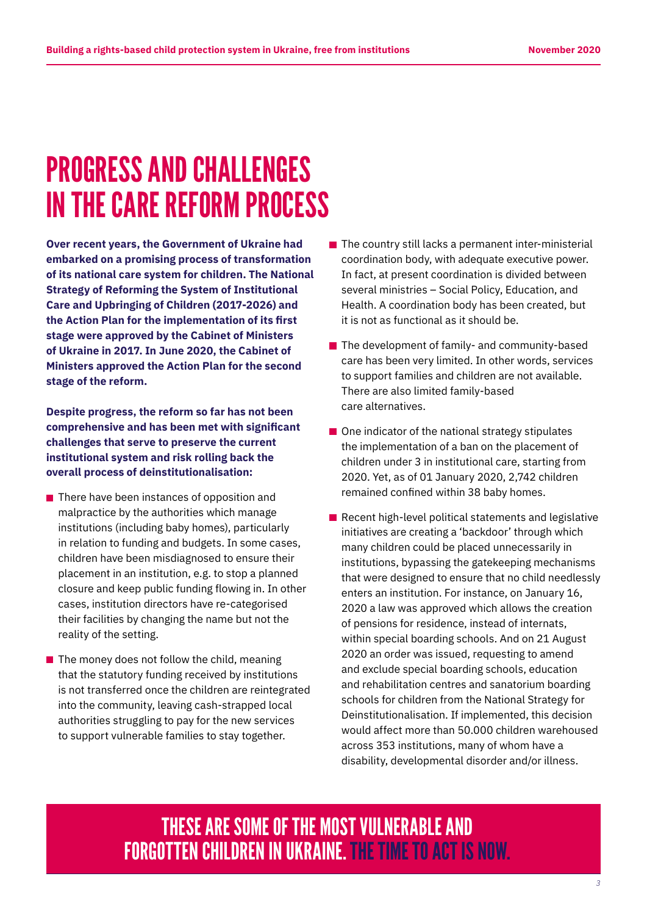# PROGRESS AND CHALLENGES IN THE CARE REFORM PROCESS

**Over recent years, the Government of Ukraine had embarked on a promising process of transformation of its national care system for children. The National Strategy of Reforming the System of Institutional Care and Upbringing of Children (2017-2026) and the Action Plan for the implementation of its first stage were approved by the Cabinet of Ministers of Ukraine in 2017. In June 2020, the Cabinet of Ministers approved the Action Plan for the second stage of the reform.**

**Despite progress, the reform so far has not been comprehensive and has been met with significant challenges that serve to preserve the current institutional system and risk rolling back the overall process of deinstitutionalisation:**

- There have been instances of opposition and malpractice by the authorities which manage institutions (including baby homes), particularly in relation to funding and budgets. In some cases, children have been misdiagnosed to ensure their placement in an institution, e.g. to stop a planned closure and keep public funding flowing in. In other cases, institution directors have re-categorised their facilities by changing the name but not the reality of the setting.
- The money does not follow the child, meaning that the statutory funding received by institutions is not transferred once the children are reintegrated into the community, leaving cash-strapped local authorities struggling to pay for the new services to support vulnerable families to stay together.
- The country still lacks a permanent inter-ministerial coordination body, with adequate executive power. In fact, at present coordination is divided between several ministries – Social Policy, Education, and Health. A coordination body has been created, but it is not as functional as it should be.
- The development of family- and community-based care has been very limited. In other words, services to support families and children are not available. There are also limited family-based care alternatives.
- One indicator of the national strategy stipulates the implementation of a ban on the placement of children under 3 in institutional care, starting from 2020. Yet, as of 01 January 2020, 2,742 children remained confined within 38 baby homes.
- Recent high-level political statements and legislative initiatives are creating a 'backdoor' through which many children could be placed unnecessarily in institutions, bypassing the gatekeeping mechanisms that were designed to ensure that no child needlessly enters an institution. For instance, on January 16, 2020 a law was approved which allows the creation of pensions for residence, instead of internats, within special boarding schools. And on 21 August 2020 an order was issued, requesting to amend and exclude special boarding schools, education and rehabilitation centres and sanatorium boarding schools for children from the National Strategy for Deinstitutionalisation. If implemented, this decision would affect more than 50.000 children warehoused across 353 institutions, many of whom have a disability, developmental disorder and/or illness.

## THESE ARE SOME OF THE MOST VULNERABLE AND FORGOTTEN CHILDREN IN UKRAINE. THE TIME TO ACT IS NOW.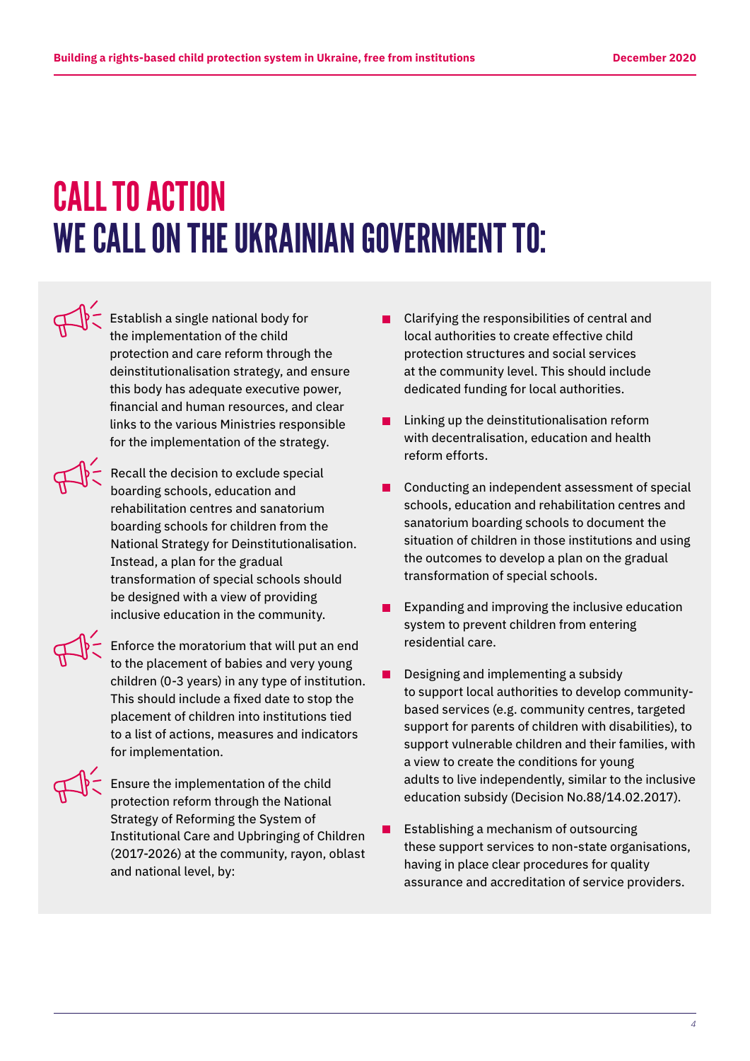# CALL TO ACTION
# WE CALL ON THE UKRAINIAN GOVERNMENT TO:

- Establish a single national body for the implementation of the child protection and care reform through the deinstitutionalisation strategy, and ensure this body has adequate executive power, financial and human resources, and clear links to the various Ministries responsible for the implementation of the strategy.

- Recall the decision to exclude special boarding schools, education and rehabilitation centres and sanatorium boarding schools for children from the National Strategy for Deinstitutionalisation. Instead, a plan for the gradual transformation of special schools should be designed with a view of providing inclusive education in the community.

- Enforce the moratorium that will put an end to the placement of babies and very young children (0-3 years) in any type of institution. This should include a fixed date to stop the placement of children into institutions tied to a list of actions, measures and indicators for implementation.

- Ensure the implementation of the child protection reform through the National Strategy of Reforming the System of Institutional Care and Upbringing of Children (2017-2026) at the community, rayon, oblast and national level, by:
  - Clarifying the responsibilities of central and local authorities to create effective child protection structures and social services at the community level. This should include dedicated funding for local authorities.
  - Linking up the deinstitutionalisation reform with decentralisation, education and health reform efforts.
  - Conducting an independent assessment of special schools, education and rehabilitation centres and sanatorium boarding schools to document the situation of children in those institutions and using the outcomes to develop a plan on the gradual transformation of special schools.
  - Expanding and improving the inclusive education system to prevent children from entering residential care.
  - Designing and implementing a subsidy to support local authorities to develop community-based services (e.g. community centres, targeted support for parents of children with disabilities), to support vulnerable children and their families, with a view to create the conditions for young adults to live independently, similar to the inclusive education subsidy (Decision No.88/14.02.2017).
  - Establishing a mechanism of outsourcing these support services to non-state organisations, having in place clear procedures for quality assurance and accreditation of service providers.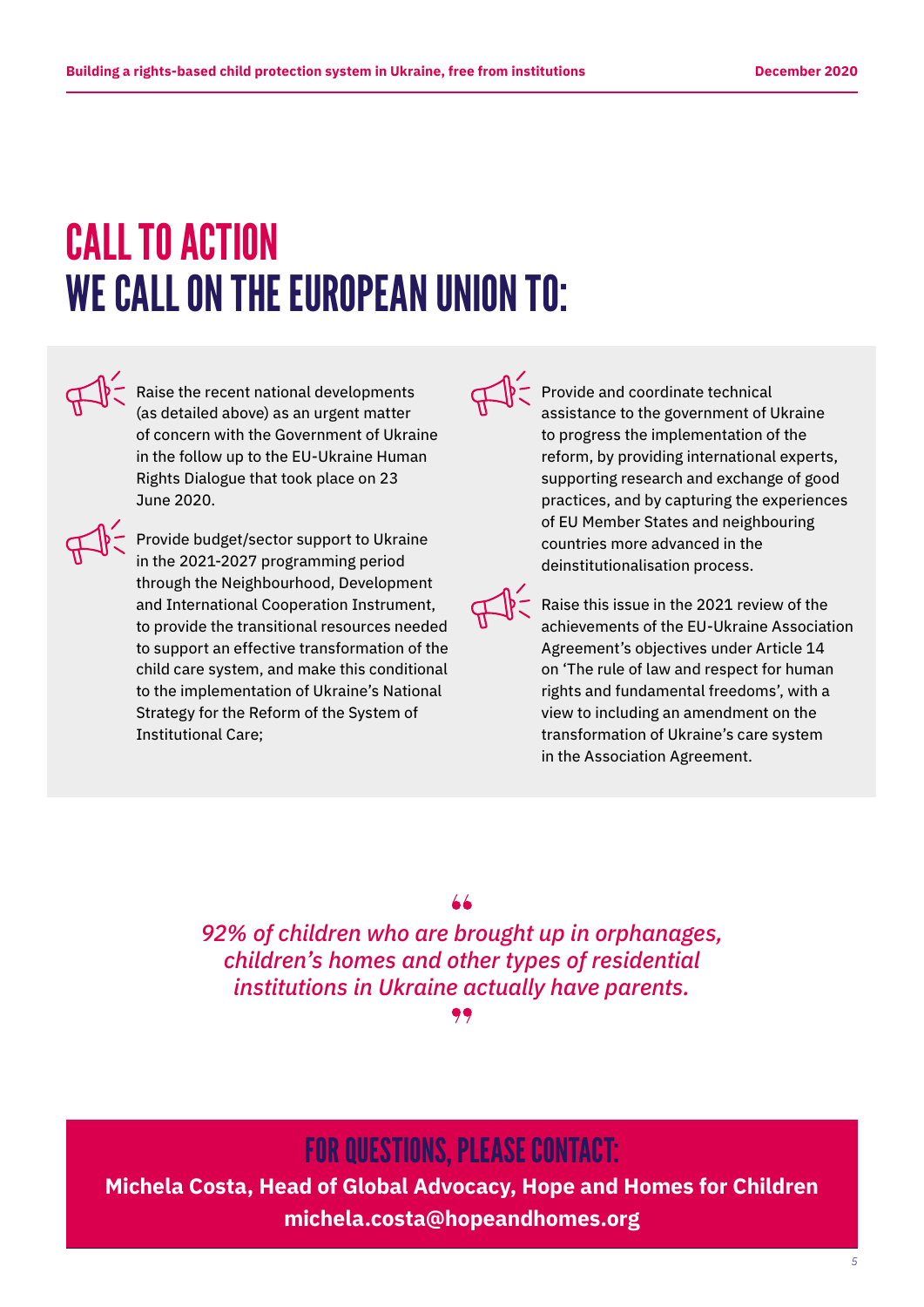# CALL TO ACTION
# WE CALL ON THE EUROPEAN UNION TO:

- Raise the recent national developments (as detailed above) as an urgent matter of concern with the Government of Ukraine in the follow up to the EU-Ukraine Human Rights Dialogue that took place on 23 June 2020.

- Provide budget/sector support to Ukraine in the 2021-2027 programming period through the Neighbourhood, Development and International Cooperation Instrument, to provide the transitional resources needed to support an effective transformation of the child care system, and make this conditional to the implementation of Ukraine's National Strategy for the Reform of the System of Institutional Care;

- Provide and coordinate technical assistance to the government of Ukraine to progress the implementation of the reform, by providing international experts, supporting research and exchange of good practices, and by capturing the experiences of EU Member States and neighbouring countries more advanced in the deinstitutionalisation process.

- Raise this issue in the 2021 review of the achievements of the EU-Ukraine Association Agreement's objectives under Article 14 on 'The rule of law and respect for human rights and fundamental freedoms', with a view to including an amendment on the transformation of Ukraine's care system in the Association Agreement.

> *92% of children who are brought up in orphanages, children's homes and other types of residential institutions in Ukraine actually have parents.*

## FOR QUESTIONS, PLEASE CONTACT:

**Michela Costa, Head of Global Advocacy, Hope and Homes for Children**
**michela.costa@hopeandhomes.org**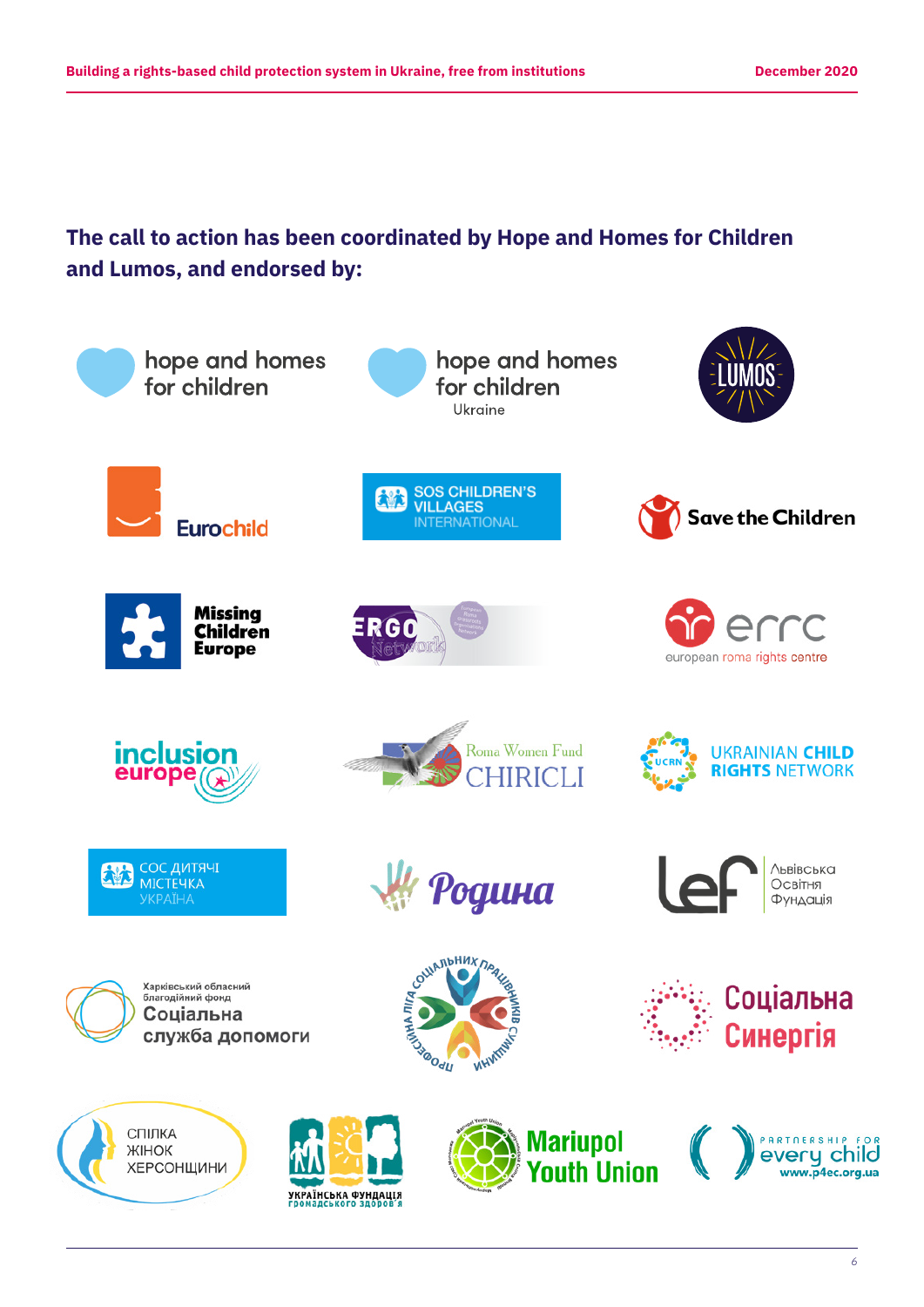## The call to action has been coordinated by Hope and Homes for Children and Lumos, and endorsed by:

- hope and homes for children
- hope and homes for children Ukraine
- LUMOS
- Eurochild
- SOS CHILDREN'S VILLAGES INTERNATIONAL
- Save the Children
- Missing Children Europe
- ERGO Network
- errc european roma rights centre
- inclusion europe
- Roma Women Fund CHIRICLI
- UKRAINIAN CHILD RIGHTS NETWORK
- СОС ДИТЯЧІ МІСТЕЧКА УКРАЇНА
- Родина
- lef Львівська Освітня Фундація
- Харківський обласний благодійний фонд Соціальна служба допомоги
- Професійна ліга соціальних працівників України
- Соціальна Синергія
- СПІЛКА ЖІНОК ХЕРСОНЩИНИ
- УКРАЇНСЬКА ФУНДАЦІЯ ГРОМАДСЬКОГО ЗДОРОВ'Я
- Mariupol Youth Union
- Partnership for every child www.p4ec.org.ua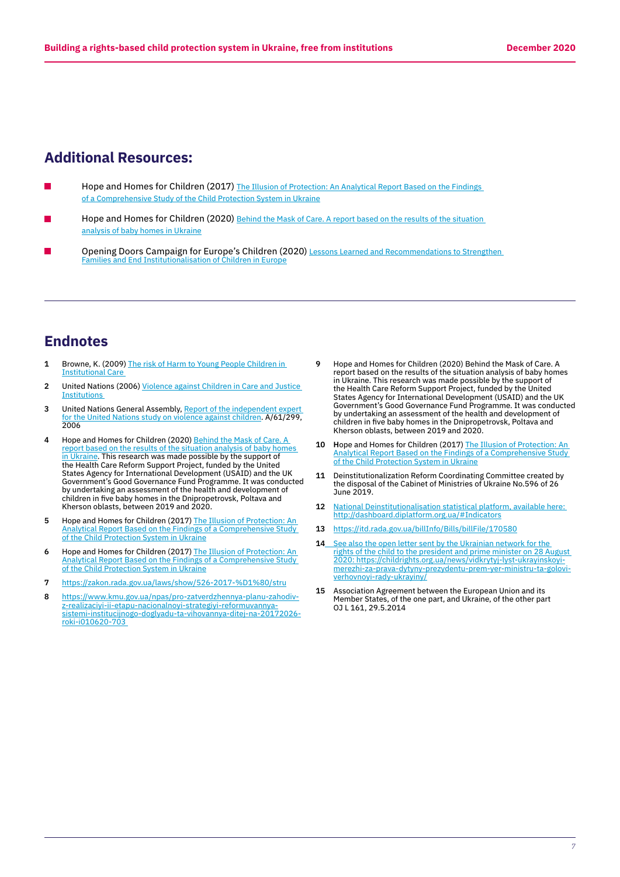## Additional Resources:

- Hope and Homes for Children (2017) The Illusion of Protection: An Analytical Report Based on the Findings of a Comprehensive Study of the Child Protection System in Ukraine
- Hope and Homes for Children (2020) Behind the Mask of Care. A report based on the results of the situation analysis of baby homes in Ukraine
- Opening Doors Campaign for Europe's Children (2020) Lessons Learned and Recommendations to Strengthen Families and End Institutionalisation of Children in Europe

## Endnotes

1. Browne, K. (2009) The risk of Harm to Young People Children in Institutional Care
2. United Nations (2006) Violence against Children in Care and Justice Institutions
3. United Nations General Assembly, Report of the independent expert for the United Nations study on violence against children. A/61/299, 2006
4. Hope and Homes for Children (2020) Behind the Mask of Care. A report based on the results of the situation analysis of baby homes in Ukraine. This research was made possible by the support of the Health Care Reform Support Project, funded by the United States Agency for International Development (USAID) and the UK Government's Good Governance Fund Programme. It was conducted by undertaking an assessment of the health and development of children in five baby homes in the Dnipropetrovsk, Poltava and Kherson oblasts, between 2019 and 2020.
5. Hope and Homes for Children (2017) The Illusion of Protection: An Analytical Report Based on the Findings of a Comprehensive Study of the Child Protection System in Ukraine
6. Hope and Homes for Children (2017) The Illusion of Protection: An Analytical Report Based on the Findings of a Comprehensive Study of the Child Protection System in Ukraine
7. https://zakon.rada.gov.ua/laws/show/526-2017-%D1%80/stru
8. https://www.kmu.gov.ua/npas/pro-zatverdzhennya-planu-zahodiv-z-realizaciyi-ii-etapu-nacionalnoyi-strategiyi-reformuvannya-sistemi-institucijnogo-doglyadu-ta-vihovannya-ditej-na-20172026-roki-i010620-703
9. Hope and Homes for Children (2020) Behind the Mask of Care. A report based on the results of the situation analysis of baby homes in Ukraine. This research was made possible by the support of the Health Care Reform Support Project, funded by the United States Agency for International Development (USAID) and the UK Government's Good Governance Fund Programme. It was conducted by undertaking an assessment of the health and development of children in five baby homes in the Dnipropetrovsk, Poltava and Kherson oblasts, between 2019 and 2020.
10. Hope and Homes for Children (2017) The Illusion of Protection: An Analytical Report Based on the Findings of a Comprehensive Study of the Child Protection System in Ukraine
11. Deinstitutionalization Reform Coordinating Committee created by the disposal of the Cabinet of Ministries of Ukraine No.596 of 26 June 2019.
12. National Deinstitutionalisation statistical platform, available here: http://dashboard.diplatform.org.ua/#Indicators
13. https://itd.rada.gov.ua/billInfo/Bills/billFile/170580
14. See also the open letter sent by the Ukrainian network for the rights of the child to the president and prime minister on 28 August 2020: https://childrights.org.ua/news/vidkrytyj-lyst-ukrayinskoyi-merezhi-za-prava-dytyny-prezydentu-prem-yer-ministru-ta-golovi-verhovnoyi-rady-ukrayiny/
15. Association Agreement between the European Union and its Member States, of the one part, and Ukraine, of the other part OJ L 161, 29.5.2014